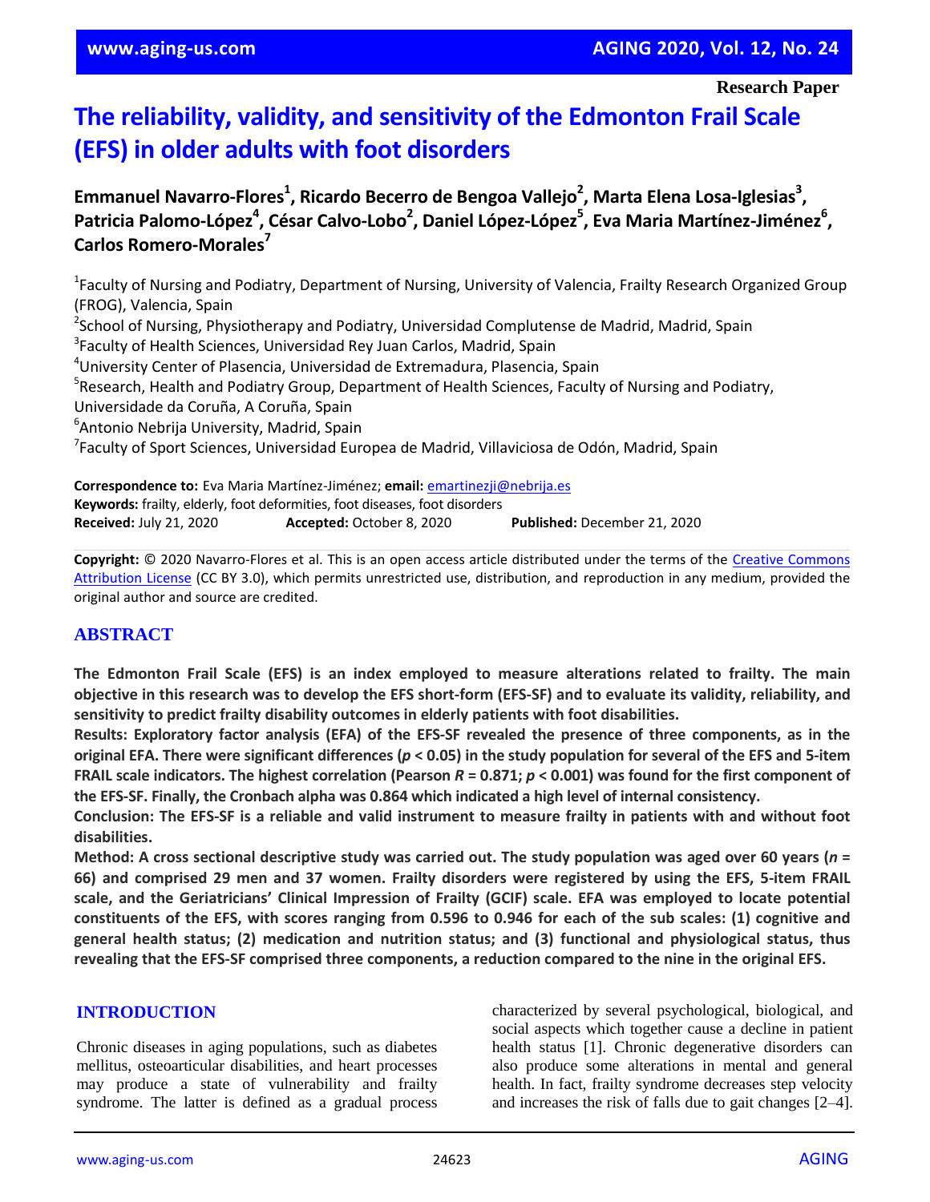Research Paper

# The reliability, validity, and sensitivity of the Edmonton Frail Scale (EFS) in older adults with foot disorders

**Emmanuel Navarro-Flores[1], Ricardo Becerro de Bengoa Vallejo[2], Marta Elena Losa-Iglesias[3], Patricia Palomo-López[4], César Calvo-Lobo[2], Daniel López-López[5], Eva Maria Martínez-Jiménez[6], Carlos Romero-Morales[7]**

[1]Faculty of Nursing and Podiatry, Department of Nursing, University of Valencia, Frailty Research Organized Group (FROG), Valencia, Spain
[2]School of Nursing, Physiotherapy and Podiatry, Universidad Complutense de Madrid, Madrid, Spain
[3]Faculty of Health Sciences, Universidad Rey Juan Carlos, Madrid, Spain
[4]University Center of Plasencia, Universidad de Extremadura, Plasencia, Spain
[5]Research, Health and Podiatry Group, Department of Health Sciences, Faculty of Nursing and Podiatry, Universidade da Coruña, A Coruña, Spain
[6]Antonio Nebrija University, Madrid, Spain
[7]Faculty of Sport Sciences, Universidad Europea de Madrid, Villaviciosa de Odón, Madrid, Spain

**Correspondence to:** Eva Maria Martínez-Jiménez; **email:** emartinezji@nebrija.es
**Keywords:** frailty, elderly, foot deformities, foot diseases, foot disorders
**Received:** July 21, 2020 **Accepted:** October 8, 2020 **Published:** December 21, 2020

**Copyright:** © 2020 Navarro-Flores et al. This is an open access article distributed under the terms of the Creative Commons Attribution License (CC BY 3.0), which permits unrestricted use, distribution, and reproduction in any medium, provided the original author and source are credited.

## ABSTRACT

**The Edmonton Frail Scale (EFS) is an index employed to measure alterations related to frailty. The main objective in this research was to develop the EFS short-form (EFS-SF) and to evaluate its validity, reliability, and sensitivity to predict frailty disability outcomes in elderly patients with foot disabilities.**

**Results: Exploratory factor analysis (EFA) of the EFS-SF revealed the presence of three components, as in the original EFA. There were significant differences ($p < 0.05$) in the study population for several of the EFS and 5-item FRAIL scale indicators. The highest correlation (Pearson $R = 0.871$; $p < 0.001$) was found for the first component of the EFS-SF. Finally, the Cronbach alpha was 0.864 which indicated a high level of internal consistency.**

**Conclusion: The EFS-SF is a reliable and valid instrument to measure frailty in patients with and without foot disabilities.**

**Method: A cross sectional descriptive study was carried out. The study population was aged over 60 years ($n$ = 66) and comprised 29 men and 37 women. Frailty disorders were registered by using the EFS, 5-item FRAIL scale, and the Geriatricians' Clinical Impression of Frailty (GCIF) scale. EFA was employed to locate potential constituents of the EFS, with scores ranging from 0.596 to 0.946 for each of the sub scales: (1) cognitive and general health status; (2) medication and nutrition status; and (3) functional and physiological status, thus revealing that the EFS-SF comprised three components, a reduction compared to the nine in the original EFS.**

## INTRODUCTION

Chronic diseases in aging populations, such as diabetes mellitus, osteoarticular disabilities, and heart processes may produce a state of vulnerability and frailty syndrome. The latter is defined as a gradual process characterized by several psychological, biological, and social aspects which together cause a decline in patient health status [1]. Chronic degenerative disorders can also produce some alterations in mental and general health. In fact, frailty syndrome decreases step velocity and increases the risk of falls due to gait changes [2–4].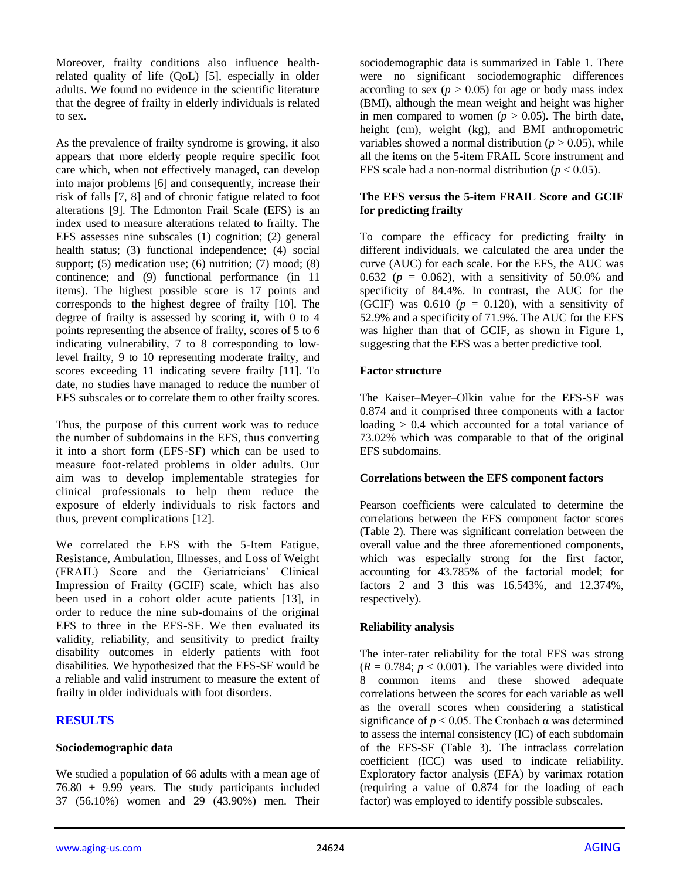Moreover, frailty conditions also influence health-related quality of life (QoL) [5], especially in older adults. We found no evidence in the scientific literature that the degree of frailty in elderly individuals is related to sex.

As the prevalence of frailty syndrome is growing, it also appears that more elderly people require specific foot care which, when not effectively managed, can develop into major problems [6] and consequently, increase their risk of falls [7, 8] and of chronic fatigue related to foot alterations [9]. The Edmonton Frail Scale (EFS) is an index used to measure alterations related to frailty. The EFS assesses nine subscales (1) cognition; (2) general health status; (3) functional independence; (4) social support; (5) medication use; (6) nutrition; (7) mood; (8) continence; and (9) functional performance (in 11 items). The highest possible score is 17 points and corresponds to the highest degree of frailty [10]. The degree of frailty is assessed by scoring it, with 0 to 4 points representing the absence of frailty, scores of 5 to 6 indicating vulnerability, 7 to 8 corresponding to low-level frailty, 9 to 10 representing moderate frailty, and scores exceeding 11 indicating severe frailty [11]. To date, no studies have managed to reduce the number of EFS subscales or to correlate them to other frailty scores.

Thus, the purpose of this current work was to reduce the number of subdomains in the EFS, thus converting it into a short form (EFS-SF) which can be used to measure foot-related problems in older adults. Our aim was to develop implementable strategies for clinical professionals to help them reduce the exposure of elderly individuals to risk factors and thus, prevent complications [12].

We correlated the EFS with the 5-Item Fatigue, Resistance, Ambulation, Illnesses, and Loss of Weight (FRAIL) Score and the Geriatricians' Clinical Impression of Frailty (GCIF) scale, which has also been used in a cohort older acute patients [13], in order to reduce the nine sub-domains of the original EFS to three in the EFS-SF. We then evaluated its validity, reliability, and sensitivity to predict frailty disability outcomes in elderly patients with foot disabilities. We hypothesized that the EFS-SF would be a reliable and valid instrument to measure the extent of frailty in older individuals with foot disorders.

## RESULTS

### Sociodemographic data

We studied a population of 66 adults with a mean age of 76.80 ± 9.99 years. The study participants included 37 (56.10%) women and 29 (43.90%) men. Their sociodemographic data is summarized in Table 1. There were no significant sociodemographic differences according to sex ($p > 0.05$) for age or body mass index (BMI), although the mean weight and height was higher in men compared to women ($p > 0.05$). The birth date, height (cm), weight (kg), and BMI anthropometric variables showed a normal distribution ($p > 0.05$), while all the items on the 5-item FRAIL Score instrument and EFS scale had a non-normal distribution ($p < 0.05$).

### The EFS versus the 5-item FRAIL Score and GCIF for predicting frailty

To compare the efficacy for predicting frailty in different individuals, we calculated the area under the curve (AUC) for each scale. For the EFS, the AUC was 0.632 ($p = 0.062$), with a sensitivity of 50.0% and specificity of 84.4%. In contrast, the AUC for the (GCIF) was 0.610 ($p = 0.120$), with a sensitivity of 52.9% and a specificity of 71.9%. The AUC for the EFS was higher than that of GCIF, as shown in Figure 1, suggesting that the EFS was a better predictive tool.

### Factor structure

The Kaiser–Meyer–Olkin value for the EFS-SF was 0.874 and it comprised three components with a factor loading > 0.4 which accounted for a total variance of 73.02% which was comparable to that of the original EFS subdomains.

### Correlations between the EFS component factors

Pearson coefficients were calculated to determine the correlations between the EFS component factor scores (Table 2). There was significant correlation between the overall value and the three aforementioned components, which was especially strong for the first factor, accounting for 43.785% of the factorial model; for factors 2 and 3 this was 16.543%, and 12.374%, respectively).

### Reliability analysis

The inter-rater reliability for the total EFS was strong ($R = 0.784$; $p < 0.001$). The variables were divided into 8 common items and these showed adequate correlations between the scores for each variable as well as the overall scores when considering a statistical significance of $p < 0.05$. The Cronbach α was determined to assess the internal consistency (IC) of each subdomain of the EFS-SF (Table 3). The intraclass correlation coefficient (ICC) was used to indicate reliability. Exploratory factor analysis (EFA) by varimax rotation (requiring a value of 0.874 for the loading of each factor) was employed to identify possible subscales.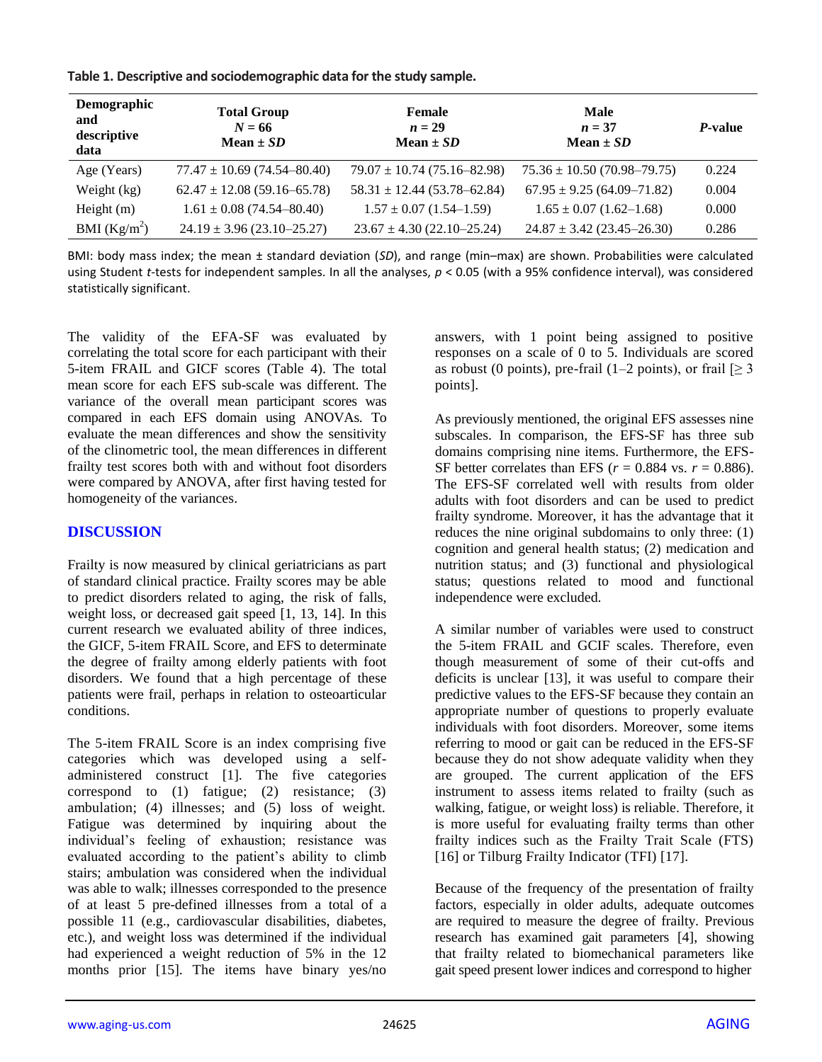**Table 1. Descriptive and sociodemographic data for the study sample.**

| Demographic and descriptive data | Total Group $N = 66$ Mean ± *SD* | Female $n = 29$ Mean ± *SD* | Male $n = 37$ Mean ± *SD* | *P*-value |
|---|---|---|---|---|
| Age (Years) | 77.47 ± 10.69 (74.54–80.40) | 79.07 ± 10.74 (75.16–82.98) | 75.36 ± 10.50 (70.98–79.75) | 0.224 |
| Weight (kg) | 62.47 ± 12.08 (59.16–65.78) | 58.31 ± 12.44 (53.78–62.84) | 67.95 ± 9.25 (64.09–71.82) | 0.004 |
| Height (m) | 1.61 ± 0.08 (74.54–80.40) | 1.57 ± 0.07 (1.54–1.59) | 1.65 ± 0.07 (1.62–1.68) | 0.000 |
| BMI ($Kg/m^2$) | 24.19 ± 3.96 (23.10–25.27) | 23.67 ± 4.30 (22.10–25.24) | 24.87 ± 3.42 (23.45–26.30) | 0.286 |

BMI: body mass index; the mean ± standard deviation (*SD*), and range (min–max) are shown. Probabilities were calculated using Student *t*-tests for independent samples. In all the analyses, $p < 0.05$ (with a 95% confidence interval), was considered statistically significant.

The validity of the EFA-SF was evaluated by correlating the total score for each participant with their 5-item FRAIL and GICF scores (Table 4). The total mean score for each EFS sub-scale was different. The variance of the overall mean participant scores was compared in each EFS domain using ANOVAs. To evaluate the mean differences and show the sensitivity of the clinometric tool, the mean differences in different frailty test scores both with and without foot disorders were compared by ANOVA, after first having tested for homogeneity of the variances.

## DISCUSSION

Frailty is now measured by clinical geriatricians as part of standard clinical practice. Frailty scores may be able to predict disorders related to aging, the risk of falls, weight loss, or decreased gait speed [1, 13, 14]. In this current research we evaluated ability of three indices, the GICF, 5-item FRAIL Score, and EFS to determinate the degree of frailty among elderly patients with foot disorders. We found that a high percentage of these patients were frail, perhaps in relation to osteoarticular conditions.

The 5-item FRAIL Score is an index comprising five categories which was developed using a self-administered construct [1]. The five categories correspond to (1) fatigue; (2) resistance; (3) ambulation; (4) illnesses; and (5) loss of weight. Fatigue was determined by inquiring about the individual's feeling of exhaustion; resistance was evaluated according to the patient's ability to climb stairs; ambulation was considered when the individual was able to walk; illnesses corresponded to the presence of at least 5 pre-defined illnesses from a total of a possible 11 (e.g., cardiovascular disabilities, diabetes, etc.), and weight loss was determined if the individual had experienced a weight reduction of 5% in the 12 months prior [15]. The items have binary yes/no answers, with 1 point being assigned to positive responses on a scale of 0 to 5. Individuals are scored as robust (0 points), pre-frail (1–2 points), or frail [≥ 3 points].

As previously mentioned, the original EFS assesses nine subscales. In comparison, the EFS-SF has three sub domains comprising nine items. Furthermore, the EFS-SF better correlates than EFS ($r = 0.884$ vs. $r = 0.886$). The EFS-SF correlated well with results from older adults with foot disorders and can be used to predict frailty syndrome. Moreover, it has the advantage that it reduces the nine original subdomains to only three: (1) cognition and general health status; (2) medication and nutrition status; and (3) functional and physiological status; questions related to mood and functional independence were excluded.

A similar number of variables were used to construct the 5-item FRAIL and GCIF scales. Therefore, even though measurement of some of their cut-offs and deficits is unclear [13], it was useful to compare their predictive values to the EFS-SF because they contain an appropriate number of questions to properly evaluate individuals with foot disorders. Moreover, some items referring to mood or gait can be reduced in the EFS-SF because they do not show adequate validity when they are grouped. The current application of the EFS instrument to assess items related to frailty (such as walking, fatigue, or weight loss) is reliable. Therefore, it is more useful for evaluating frailty terms than other frailty indices such as the Frailty Trait Scale (FTS) [16] or Tilburg Frailty Indicator (TFI) [17].

Because of the frequency of the presentation of frailty factors, especially in older adults, adequate outcomes are required to measure the degree of frailty. Previous research has examined gait parameters [4], showing that frailty related to biomechanical parameters like gait speed present lower indices and correspond to higher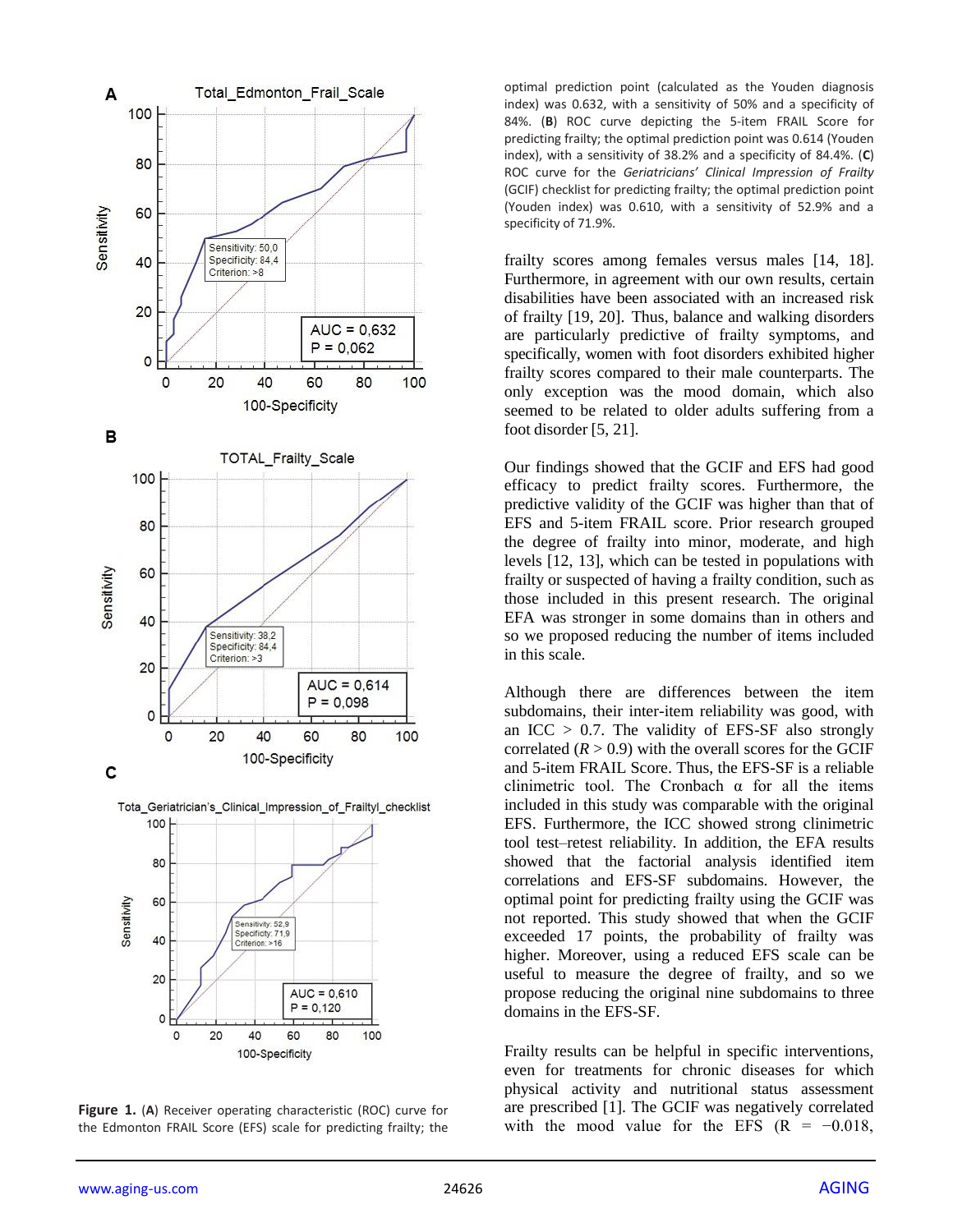**Figure 1.** (**A**) Receiver operating characteristic (ROC) curve for the Edmonton FRAIL Score (EFS) scale for predicting frailty; the optimal prediction point (calculated as the Youden diagnosis index) was 0.632, with a sensitivity of 50% and a specificity of 84%. (**B**) ROC curve depicting the 5-item FRAIL Score for predicting frailty; the optimal prediction point was 0.614 (Youden index), with a sensitivity of 38.2% and a specificity of 84.4%. (**C**) ROC curve for the *Geriatricians' Clinical Impression of Frailty* (GCIF) checklist for predicting frailty; the optimal prediction point (Youden index) was 0.610, with a sensitivity of 52.9% and a specificity of 71.9%.

frailty scores among females versus males [14, 18]. Furthermore, in agreement with our own results, certain disabilities have been associated with an increased risk of frailty [19, 20]. Thus, balance and walking disorders are particularly predictive of frailty symptoms, and specifically, women with foot disorders exhibited higher frailty scores compared to their male counterparts. The only exception was the mood domain, which also seemed to be related to older adults suffering from a foot disorder [5, 21].

Our findings showed that the GCIF and EFS had good efficacy to predict frailty scores. Furthermore, the predictive validity of the GCIF was higher than that of EFS and 5-item FRAIL score. Prior research grouped the degree of frailty into minor, moderate, and high levels [12, 13], which can be tested in populations with frailty or suspected of having a frailty condition, such as those included in this present research. The original EFA was stronger in some domains than in others and so we proposed reducing the number of items included in this scale.

Although there are differences between the item subdomains, their inter-item reliability was good, with an ICC > 0.7. The validity of EFS-SF also strongly correlated ($R > 0.9$) with the overall scores for the GCIF and 5-item FRAIL Score. Thus, the EFS-SF is a reliable clinimetric tool. The Cronbach α for all the items included in this study was comparable with the original EFS. Furthermore, the ICC showed strong clinimetric tool test–retest reliability. In addition, the EFA results showed that the factorial analysis identified item correlations and EFS-SF subdomains. However, the optimal point for predicting frailty using the GCIF was not reported. This study showed that when the GCIF exceeded 17 points, the probability of frailty was higher. Moreover, using a reduced EFS scale can be useful to measure the degree of frailty, and so we propose reducing the original nine subdomains to three domains in the EFS-SF.

Frailty results can be helpful in specific interventions, even for treatments for chronic diseases for which physical activity and nutritional status assessment are prescribed [1]. The GCIF was negatively correlated with the mood value for the EFS ($R = -0.018$,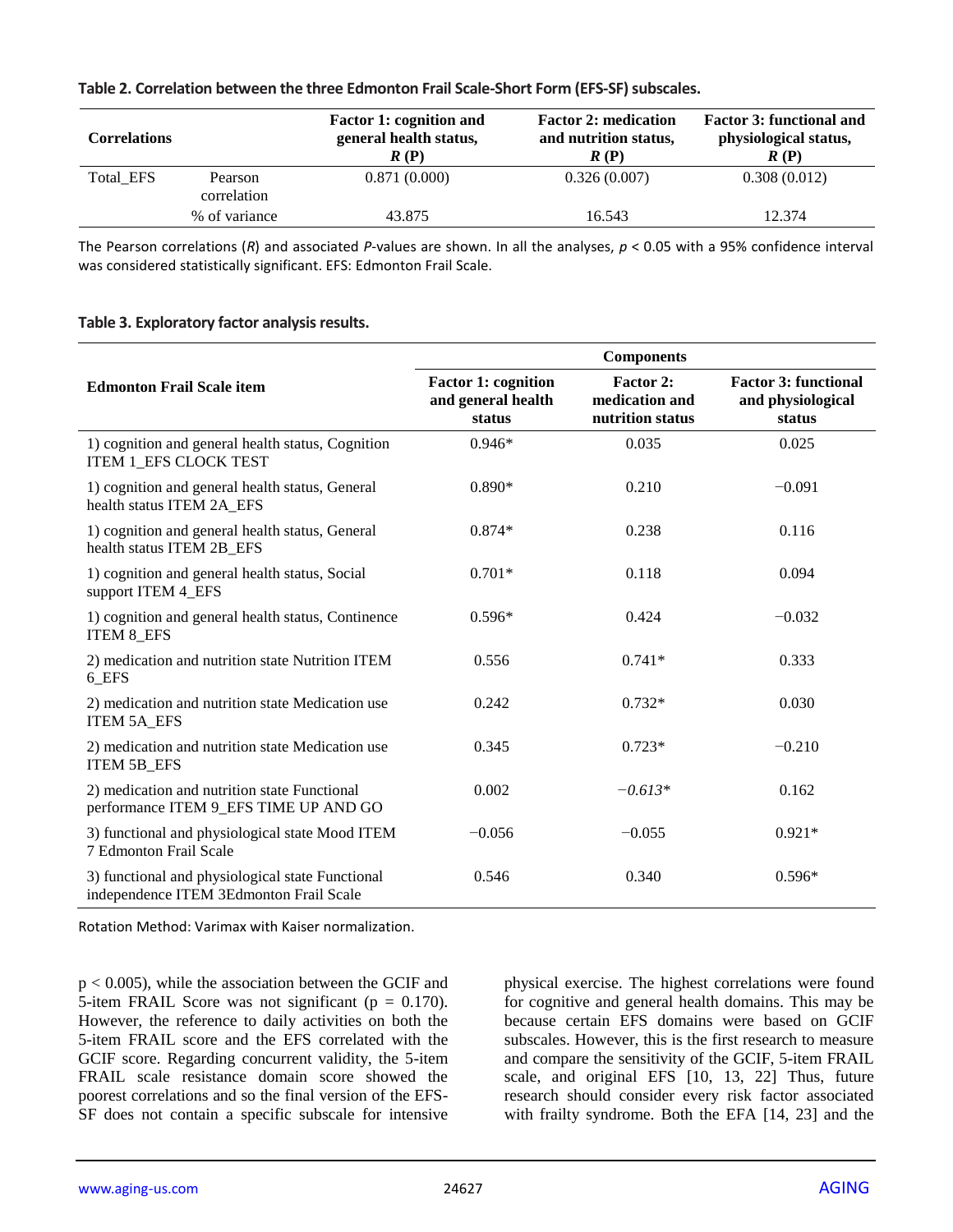**Table 2. Correlation between the three Edmonton Frail Scale-Short Form (EFS-SF) subscales.**

| Correlations | | Factor 1: cognition and general health status, *R* (P) | Factor 2: medication and nutrition status, *R* (P) | Factor 3: functional and physiological status, *R* (P) |
|---|---|---|---|---|
| Total_EFS | Pearson correlation | 0.871 (0.000) | 0.326 (0.007) | 0.308 (0.012) |
| | % of variance | 43.875 | 16.543 | 12.374 |

The Pearson correlations (*R*) and associated *P*-values are shown. In all the analyses, $p < 0.05$ with a 95% confidence interval was considered statistically significant. EFS: Edmonton Frail Scale.

**Table 3. Exploratory factor analysis results.**

| Edmonton Frail Scale item | Components | | |
|---|---|---|---|
| | Factor 1: cognition and general health status | Factor 2: medication and nutrition status | Factor 3: functional and physiological status |
| 1) cognition and general health status, Cognition ITEM 1_EFS CLOCK TEST | 0.946* | 0.035 | 0.025 |
| 1) cognition and general health status, General health status ITEM 2A_EFS | 0.890* | 0.210 | −0.091 |
| 1) cognition and general health status, General health status ITEM 2B_EFS | 0.874* | 0.238 | 0.116 |
| 1) cognition and general health status, Social support ITEM 4_EFS | 0.701* | 0.118 | 0.094 |
| 1) cognition and general health status, Continence ITEM 8_EFS | 0.596* | 0.424 | −0.032 |
| 2) medication and nutrition state Nutrition ITEM 6_EFS | 0.556 | 0.741* | 0.333 |
| 2) medication and nutrition state Medication use ITEM 5A_EFS | 0.242 | 0.732* | 0.030 |
| 2) medication and nutrition state Medication use ITEM 5B_EFS | 0.345 | 0.723* | −0.210 |
| 2) medication and nutrition state Functional performance ITEM 9_EFS TIME UP AND GO | 0.002 | *−0.613** | 0.162 |
| 3) functional and physiological state Mood ITEM 7 Edmonton Frail Scale | −0.056 | −0.055 | 0.921* |
| 3) functional and physiological state Functional independence ITEM 3Edmonton Frail Scale | 0.546 | 0.340 | 0.596* |

Rotation Method: Varimax with Kaiser normalization.

$p < 0.005$), while the association between the GCIF and 5-item FRAIL Score was not significant ($p = 0.170$). However, the reference to daily activities on both the 5-item FRAIL score and the EFS correlated with the GCIF score. Regarding concurrent validity, the 5-item FRAIL scale resistance domain score showed the poorest correlations and so the final version of the EFS-SF does not contain a specific subscale for intensive physical exercise. The highest correlations were found for cognitive and general health domains. This may be because certain EFS domains were based on GCIF subscales. However, this is the first research to measure and compare the sensitivity of the GCIF, 5-item FRAIL scale, and original EFS [10, 13, 22] Thus, future research should consider every risk factor associated with frailty syndrome. Both the EFA [14, 23] and the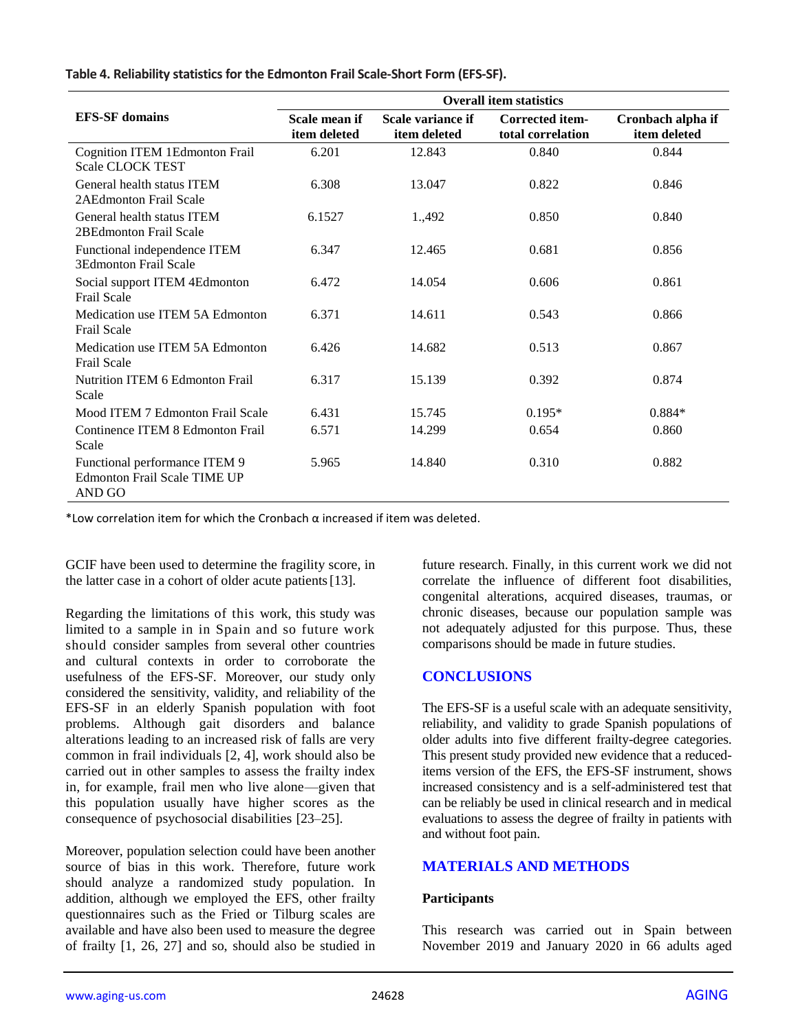**Table 4. Reliability statistics for the Edmonton Frail Scale-Short Form (EFS-SF).**

| EFS-SF domains | Overall item statistics | | | |
|---|---|---|---|---|
| | Scale mean if item deleted | Scale variance if item deleted | Corrected item-total correlation | Cronbach alpha if item deleted |
| Cognition ITEM 1Edmonton Frail Scale CLOCK TEST | 6.201 | 12.843 | 0.840 | 0.844 |
| General health status ITEM 2AEdmonton Frail Scale | 6.308 | 13.047 | 0.822 | 0.846 |
| General health status ITEM 2BEdmonton Frail Scale | 6.1527 | 1.,492 | 0.850 | 0.840 |
| Functional independence ITEM 3Edmonton Frail Scale | 6.347 | 12.465 | 0.681 | 0.856 |
| Social support ITEM 4Edmonton Frail Scale | 6.472 | 14.054 | 0.606 | 0.861 |
| Medication use ITEM 5A Edmonton Frail Scale | 6.371 | 14.611 | 0.543 | 0.866 |
| Medication use ITEM 5A Edmonton Frail Scale | 6.426 | 14.682 | 0.513 | 0.867 |
| Nutrition ITEM 6 Edmonton Frail Scale | 6.317 | 15.139 | 0.392 | 0.874 |
| Mood ITEM 7 Edmonton Frail Scale | 6.431 | 15.745 | 0.195* | 0.884* |
| Continence ITEM 8 Edmonton Frail Scale | 6.571 | 14.299 | 0.654 | 0.860 |
| Functional performance ITEM 9 Edmonton Frail Scale TIME UP AND GO | 5.965 | 14.840 | 0.310 | 0.882 |

*Low correlation item for which the Cronbach α increased if item was deleted.

GCIF have been used to determine the fragility score, in the latter case in a cohort of older acute patients [13].

Regarding the limitations of this work, this study was limited to a sample in in Spain and so future work should consider samples from several other countries and cultural contexts in order to corroborate the usefulness of the EFS-SF. Moreover, our study only considered the sensitivity, validity, and reliability of the EFS-SF in an elderly Spanish population with foot problems. Although gait disorders and balance alterations leading to an increased risk of falls are very common in frail individuals [2, 4], work should also be carried out in other samples to assess the frailty index in, for example, frail men who live alone—given that this population usually have higher scores as the consequence of psychosocial disabilities [23–25].

Moreover, population selection could have been another source of bias in this work. Therefore, future work should analyze a randomized study population. In addition, although we employed the EFS, other frailty questionnaires such as the Fried or Tilburg scales are available and have also been used to measure the degree of frailty [1, 26, 27] and so, should also be studied in future research. Finally, in this current work we did not correlate the influence of different foot disabilities, congenital alterations, acquired diseases, traumas, or chronic diseases, because our population sample was not adequately adjusted for this purpose. Thus, these comparisons should be made in future studies.

## CONCLUSIONS

The EFS-SF is a useful scale with an adequate sensitivity, reliability, and validity to grade Spanish populations of older adults into five different frailty-degree categories. This present study provided new evidence that a reduced-items version of the EFS, the EFS-SF instrument, shows increased consistency and is a self-administered test that can be reliably be used in clinical research and in medical evaluations to assess the degree of frailty in patients with and without foot pain.

## MATERIALS AND METHODS

### Participants

This research was carried out in Spain between November 2019 and January 2020 in 66 adults aged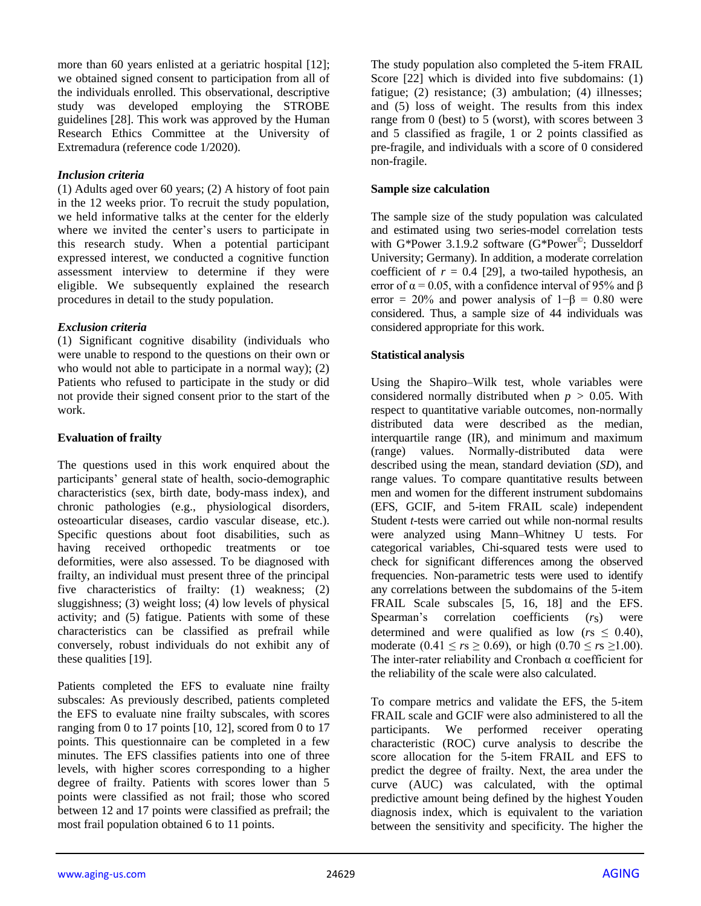more than 60 years enlisted at a geriatric hospital [12]; we obtained signed consent to participation from all of the individuals enrolled. This observational, descriptive study was developed employing the STROBE guidelines [28]. This work was approved by the Human Research Ethics Committee at the University of Extremadura (reference code 1/2020).

### *Inclusion criteria*

(1) Adults aged over 60 years; (2) A history of foot pain in the 12 weeks prior. To recruit the study population, we held informative talks at the center for the elderly where we invited the center's users to participate in this research study. When a potential participant expressed interest, we conducted a cognitive function assessment interview to determine if they were eligible. We subsequently explained the research procedures in detail to the study population.

### *Exclusion criteria*

(1) Significant cognitive disability (individuals who were unable to respond to the questions on their own or who would not able to participate in a normal way); (2) Patients who refused to participate in the study or did not provide their signed consent prior to the start of the work.

## Evaluation of frailty

The questions used in this work enquired about the participants' general state of health, socio-demographic characteristics (sex, birth date, body-mass index), and chronic pathologies (e.g., physiological disorders, osteoarticular diseases, cardio vascular disease, etc.). Specific questions about foot disabilities, such as having received orthopedic treatments or toe deformities, were also assessed. To be diagnosed with frailty, an individual must present three of the principal five characteristics of frailty: (1) weakness; (2) sluggishness; (3) weight loss; (4) low levels of physical activity; and (5) fatigue. Patients with some of these characteristics can be classified as prefrail while conversely, robust individuals do not exhibit any of these qualities [19].

Patients completed the EFS to evaluate nine frailty subscales: As previously described, patients completed the EFS to evaluate nine frailty subscales, with scores ranging from 0 to 17 points [10, 12], scored from 0 to 17 points. This questionnaire can be completed in a few minutes. The EFS classifies patients into one of three levels, with higher scores corresponding to a higher degree of frailty. Patients with scores lower than 5 points were classified as not frail; those who scored between 12 and 17 points were classified as prefrail; the most frail population obtained 6 to 11 points.

The study population also completed the 5-item FRAIL Score [22] which is divided into five subdomains: (1) fatigue; (2) resistance; (3) ambulation; (4) illnesses; and (5) loss of weight. The results from this index range from 0 (best) to 5 (worst), with scores between 3 and 5 classified as fragile, 1 or 2 points classified as pre-fragile, and individuals with a score of 0 considered non-fragile.

## Sample size calculation

The sample size of the study population was calculated and estimated using two series-model correlation tests with G*Power 3.1.9.2 software (G*Power©; Dusseldorf University; Germany). In addition, a moderate correlation coefficient of $r = 0.4$ [29], a two-tailed hypothesis, an error of $\alpha = 0.05$, with a confidence interval of 95% and $\beta$ error = 20% and power analysis of $1-\beta = 0.80$ were considered. Thus, a sample size of 44 individuals was considered appropriate for this work.

## Statistical analysis

Using the Shapiro–Wilk test, whole variables were considered normally distributed when $p > 0.05$. With respect to quantitative variable outcomes, non-normally distributed data were described as the median, interquartile range (IR), and minimum and maximum (range) values. Normally-distributed data were described using the mean, standard deviation (*SD*), and range values. To compare quantitative results between men and women for the different instrument subdomains (EFS, GCIF, and 5-item FRAIL scale) independent Student *t*-tests were carried out while non-normal results were analyzed using Mann–Whitney U tests. For categorical variables, Chi-squared tests were used to check for significant differences among the observed frequencies. Non-parametric tests were used to identify any correlations between the subdomains of the 5-item FRAIL Scale subscales [5, 16, 18] and the EFS. Spearman's correlation coefficients ($r_S$) were determined and were qualified as low ($rs \leq 0.40$), moderate ($0.41 \leq rs \geq 0.69$), or high ($0.70 \leq rs \geq 1.00$). The inter-rater reliability and Cronbach α coefficient for the reliability of the scale were also calculated.

To compare metrics and validate the EFS, the 5-item FRAIL scale and GCIF were also administered to all the participants. We performed receiver operating characteristic (ROC) curve analysis to describe the score allocation for the 5-item FRAIL and EFS to predict the degree of frailty. Next, the area under the curve (AUC) was calculated, with the optimal predictive amount being defined by the highest Youden diagnosis index, which is equivalent to the variation between the sensitivity and specificity. The higher the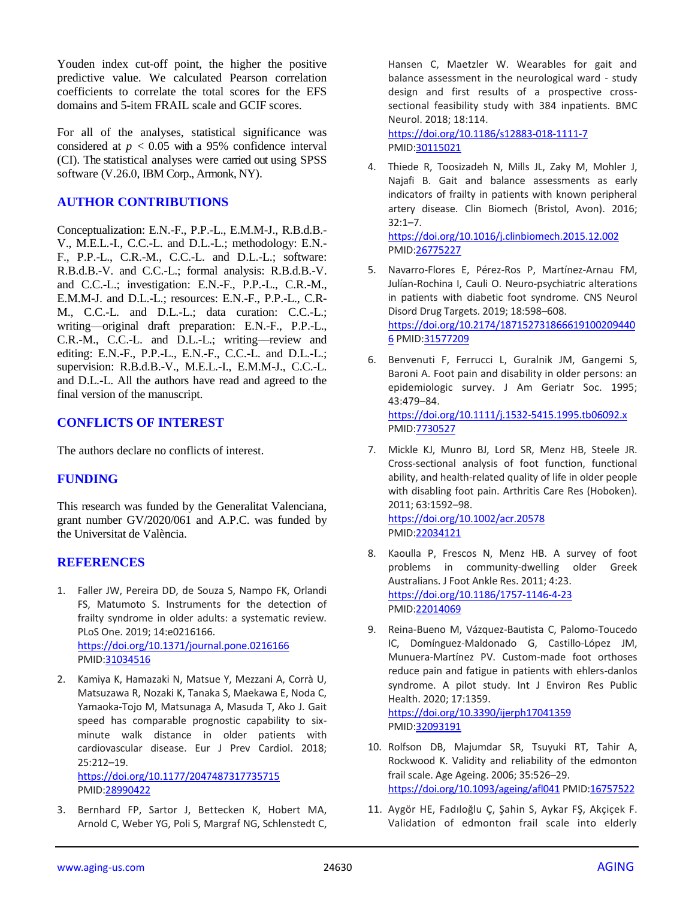Youden index cut-off point, the higher the positive predictive value. We calculated Pearson correlation coefficients to correlate the total scores for the EFS domains and 5-item FRAIL scale and GCIF scores.

For all of the analyses, statistical significance was considered at $p < 0.05$ with a 95% confidence interval (CI). The statistical analyses were carried out using SPSS software (V.26.0, IBM Corp., Armonk, NY).

## AUTHOR CONTRIBUTIONS

Conceptualization: E.N.-F., P.P.-L., E.M.M-J., R.B.d.B.-V., M.E.L.-I., C.C.-L. and D.L.-L.; methodology: E.N.-F., P.P.-L., C.R.-M., C.C.-L. and D.L.-L.; software: R.B.d.B.-V. and C.C.-L.; formal analysis: R.B.d.B.-V. and C.C.-L.; investigation: E.N.-F., P.P.-L., C.R.-M., E.M.M-J. and D.L.-L.; resources: E.N.-F., P.P.-L., C.R-M., C.C.-L. and D.L.-L.; data curation: C.C.-L.; writing—original draft preparation: E.N.-F., P.P.-L., C.R.-M., C.C.-L. and D.L.-L.; writing—review and editing: E.N.-F., P.P.-L., E.N.-F., C.C.-L. and D.L.-L.; supervision: R.B.d.B.-V., M.E.L.-I., E.M.M-J., C.C.-L. and D.L.-L. All the authors have read and agreed to the final version of the manuscript.

## CONFLICTS OF INTEREST

The authors declare no conflicts of interest.

## FUNDING

This research was funded by the Generalitat Valenciana, grant number GV/2020/061 and A.P.C. was funded by the Universitat de València.

## REFERENCES

1. Faller JW, Pereira DD, de Souza S, Nampo FK, Orlandi FS, Matumoto S. Instruments for the detection of frailty syndrome in older adults: a systematic review. PLoS One. 2019; 14:e0216166. https://doi.org/10.1371/journal.pone.0216166 PMID:31034516

2. Kamiya K, Hamazaki N, Matsue Y, Mezzani A, Corrà U, Matsuzawa R, Nozaki K, Tanaka S, Maekawa E, Noda C, Yamaoka-Tojo M, Matsunaga A, Masuda T, Ako J. Gait speed has comparable prognostic capability to six-minute walk distance in older patients with cardiovascular disease. Eur J Prev Cardiol. 2018; 25:212–19. https://doi.org/10.1177/2047487317735715 PMID:28990422

3. Bernhard FP, Sartor J, Bettecken K, Hobert MA, Arnold C, Weber YG, Poli S, Margraf NG, Schlenstedt C, Hansen C, Maetzler W. Wearables for gait and balance assessment in the neurological ward - study design and first results of a prospective cross-sectional feasibility study with 384 inpatients. BMC Neurol. 2018; 18:114. https://doi.org/10.1186/s12883-018-1111-7 PMID:30115021

4. Thiede R, Toosizadeh N, Mills JL, Zaky M, Mohler J, Najafi B. Gait and balance assessments as early indicators of frailty in patients with known peripheral artery disease. Clin Biomech (Bristol, Avon). 2016; 32:1–7. https://doi.org/10.1016/j.clinbiomech.2015.12.002 PMID:26775227

5. Navarro-Flores E, Pérez-Ros P, Martínez-Arnau FM, Julían-Rochina I, Cauli O. Neuro-psychiatric alterations in patients with diabetic foot syndrome. CNS Neurol Disord Drug Targets. 2019; 18:598–608. https://doi.org/10.2174/1871527318666191002094406 PMID:31577209

6. Benvenuti F, Ferrucci L, Guralnik JM, Gangemi S, Baroni A. Foot pain and disability in older persons: an epidemiologic survey. J Am Geriatr Soc. 1995; 43:479–84. https://doi.org/10.1111/j.1532-5415.1995.tb06092.x PMID:7730527

7. Mickle KJ, Munro BJ, Lord SR, Menz HB, Steele JR. Cross-sectional analysis of foot function, functional ability, and health-related quality of life in older people with disabling foot pain. Arthritis Care Res (Hoboken). 2011; 63:1592–98. https://doi.org/10.1002/acr.20578 PMID:22034121

8. Kaoulla P, Frescos N, Menz HB. A survey of foot problems in community-dwelling older Greek Australians. J Foot Ankle Res. 2011; 4:23. https://doi.org/10.1186/1757-1146-4-23 PMID:22014069

9. Reina-Bueno M, Vázquez-Bautista C, Palomo-Toucedo IC, Domínguez-Maldonado G, Castillo-López JM, Munuera-Martínez PV. Custom-made foot orthoses reduce pain and fatigue in patients with ehlers-danlos syndrome. A pilot study. Int J Environ Res Public Health. 2020; 17:1359. https://doi.org/10.3390/ijerph17041359 PMID:32093191

10. Rolfson DB, Majumdar SR, Tsuyuki RT, Tahir A, Rockwood K. Validity and reliability of the edmonton frail scale. Age Ageing. 2006; 35:526–29. https://doi.org/10.1093/ageing/afl041 PMID:16757522

11. Aygör HE, Fadıloğlu Ç, Şahin S, Aykar FŞ, Akçiçek F. Validation of edmonton frail scale into elderly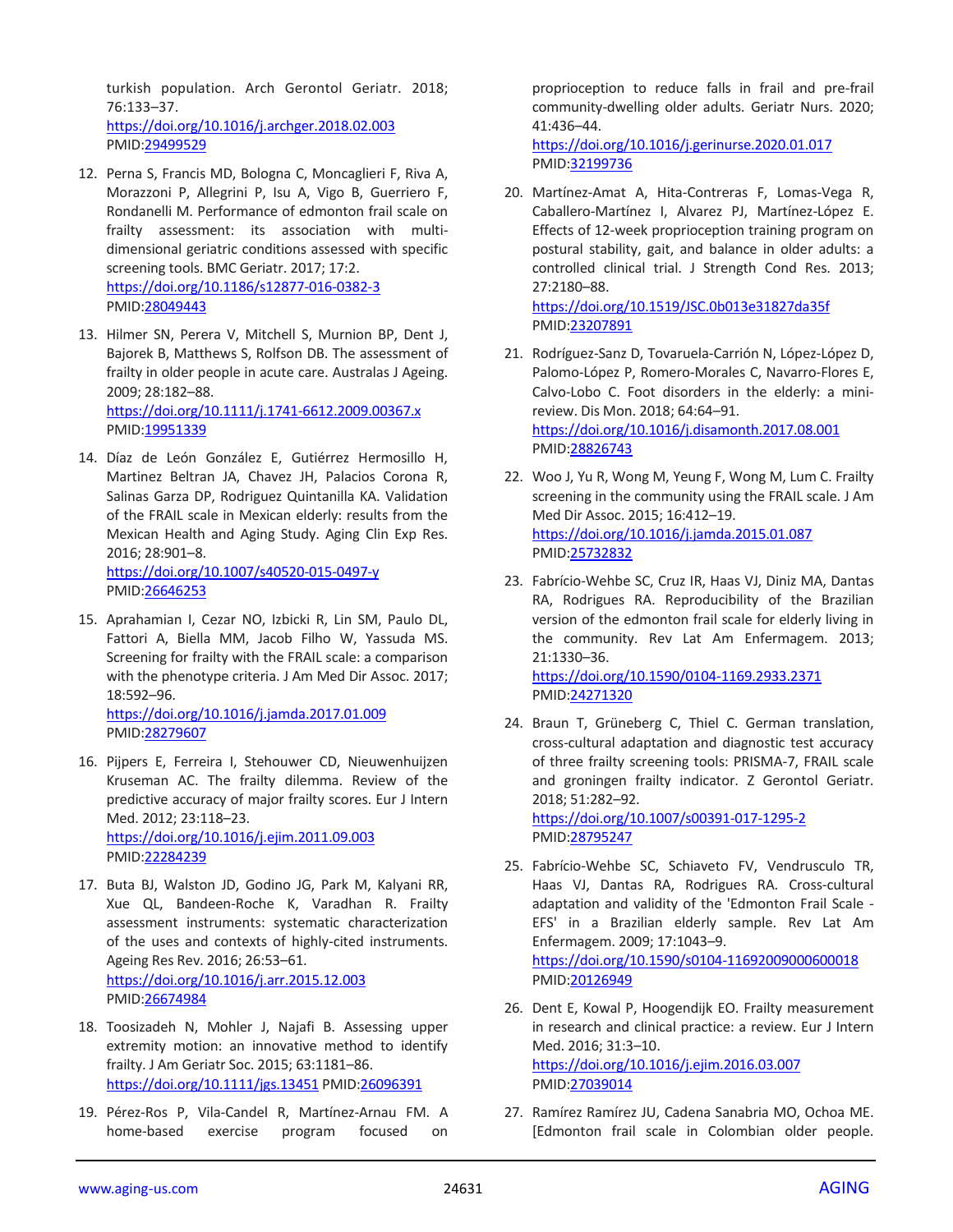turkish population. Arch Gerontol Geriatr. 2018; 76:133–37.
https://doi.org/10.1016/j.archger.2018.02.003
PMID:29499529

12. Perna S, Francis MD, Bologna C, Moncaglieri F, Riva A, Morazzoni P, Allegrini P, Isu A, Vigo B, Guerriero F, Rondanelli M. Performance of edmonton frail scale on frailty assessment: its association with multi-dimensional geriatric conditions assessed with specific screening tools. BMC Geriatr. 2017; 17:2.
https://doi.org/10.1186/s12877-016-0382-3
PMID:28049443

13. Hilmer SN, Perera V, Mitchell S, Murnion BP, Dent J, Bajorek B, Matthews S, Rolfson DB. The assessment of frailty in older people in acute care. Australas J Ageing. 2009; 28:182–88.
https://doi.org/10.1111/j.1741-6612.2009.00367.x
PMID:19951339

14. Díaz de León González E, Gutiérrez Hermosillo H, Martinez Beltran JA, Chavez JH, Palacios Corona R, Salinas Garza DP, Rodriguez Quintanilla KA. Validation of the FRAIL scale in Mexican elderly: results from the Mexican Health and Aging Study. Aging Clin Exp Res. 2016; 28:901–8.
https://doi.org/10.1007/s40520-015-0497-y
PMID:26646253

15. Aprahamian I, Cezar NO, Izbicki R, Lin SM, Paulo DL, Fattori A, Biella MM, Jacob Filho W, Yassuda MS. Screening for frailty with the FRAIL scale: a comparison with the phenotype criteria. J Am Med Dir Assoc. 2017; 18:592–96.
https://doi.org/10.1016/j.jamda.2017.01.009
PMID:28279607

16. Pijpers E, Ferreira I, Stehouwer CD, Nieuwenhuijzen Kruseman AC. The frailty dilemma. Review of the predictive accuracy of major frailty scores. Eur J Intern Med. 2012; 23:118–23.
https://doi.org/10.1016/j.ejim.2011.09.003
PMID:22284239

17. Buta BJ, Walston JD, Godino JG, Park M, Kalyani RR, Xue QL, Bandeen-Roche K, Varadhan R. Frailty assessment instruments: systematic characterization of the uses and contexts of highly-cited instruments. Ageing Res Rev. 2016; 26:53–61.
https://doi.org/10.1016/j.arr.2015.12.003
PMID:26674984

18. Toosizadeh N, Mohler J, Najafi B. Assessing upper extremity motion: an innovative method to identify frailty. J Am Geriatr Soc. 2015; 63:1181–86.
https://doi.org/10.1111/jgs.13451 PMID:26096391

19. Pérez-Ros P, Vila-Candel R, Martínez-Arnau FM. A home-based exercise program focused on proprioception to reduce falls in frail and pre-frail community-dwelling older adults. Geriatr Nurs. 2020; 41:436–44.
https://doi.org/10.1016/j.gerinurse.2020.01.017
PMID:32199736

20. Martínez-Amat A, Hita-Contreras F, Lomas-Vega R, Caballero-Martínez I, Alvarez PJ, Martínez-López E. Effects of 12-week proprioception training program on postural stability, gait, and balance in older adults: a controlled clinical trial. J Strength Cond Res. 2013; 27:2180–88.
https://doi.org/10.1519/JSC.0b013e31827da35f
PMID:23207891

21. Rodríguez-Sanz D, Tovaruela-Carrión N, López-López D, Palomo-López P, Romero-Morales C, Navarro-Flores E, Calvo-Lobo C. Foot disorders in the elderly: a mini-review. Dis Mon. 2018; 64:64–91.
https://doi.org/10.1016/j.disamonth.2017.08.001
PMID:28826743

22. Woo J, Yu R, Wong M, Yeung F, Wong M, Lum C. Frailty screening in the community using the FRAIL scale. J Am Med Dir Assoc. 2015; 16:412–19.
https://doi.org/10.1016/j.jamda.2015.01.087
PMID:25732832

23. Fabrício-Wehbe SC, Cruz IR, Haas VJ, Diniz MA, Dantas RA, Rodrigues RA. Reproducibility of the Brazilian version of the edmonton frail scale for elderly living in the community. Rev Lat Am Enfermagem. 2013; 21:1330–36.
https://doi.org/10.1590/0104-1169.2933.2371
PMID:24271320

24. Braun T, Grüneberg C, Thiel C. German translation, cross-cultural adaptation and diagnostic test accuracy of three frailty screening tools: PRISMA-7, FRAIL scale and groningen frailty indicator. Z Gerontol Geriatr. 2018; 51:282–92.
https://doi.org/10.1007/s00391-017-1295-2
PMID:28795247

25. Fabrício-Wehbe SC, Schiaveto FV, Vendrusculo TR, Haas VJ, Dantas RA, Rodrigues RA. Cross-cultural adaptation and validity of the 'Edmonton Frail Scale - EFS' in a Brazilian elderly sample. Rev Lat Am Enfermagem. 2009; 17:1043–9.
https://doi.org/10.1590/s0104-11692009000600018
PMID:20126949

26. Dent E, Kowal P, Hoogendijk EO. Frailty measurement in research and clinical practice: a review. Eur J Intern Med. 2016; 31:3–10.
https://doi.org/10.1016/j.ejim.2016.03.007
PMID:27039014

27. Ramírez Ramírez JU, Cadena Sanabria MO, Ochoa ME. [Edmonton frail scale in Colombian older people.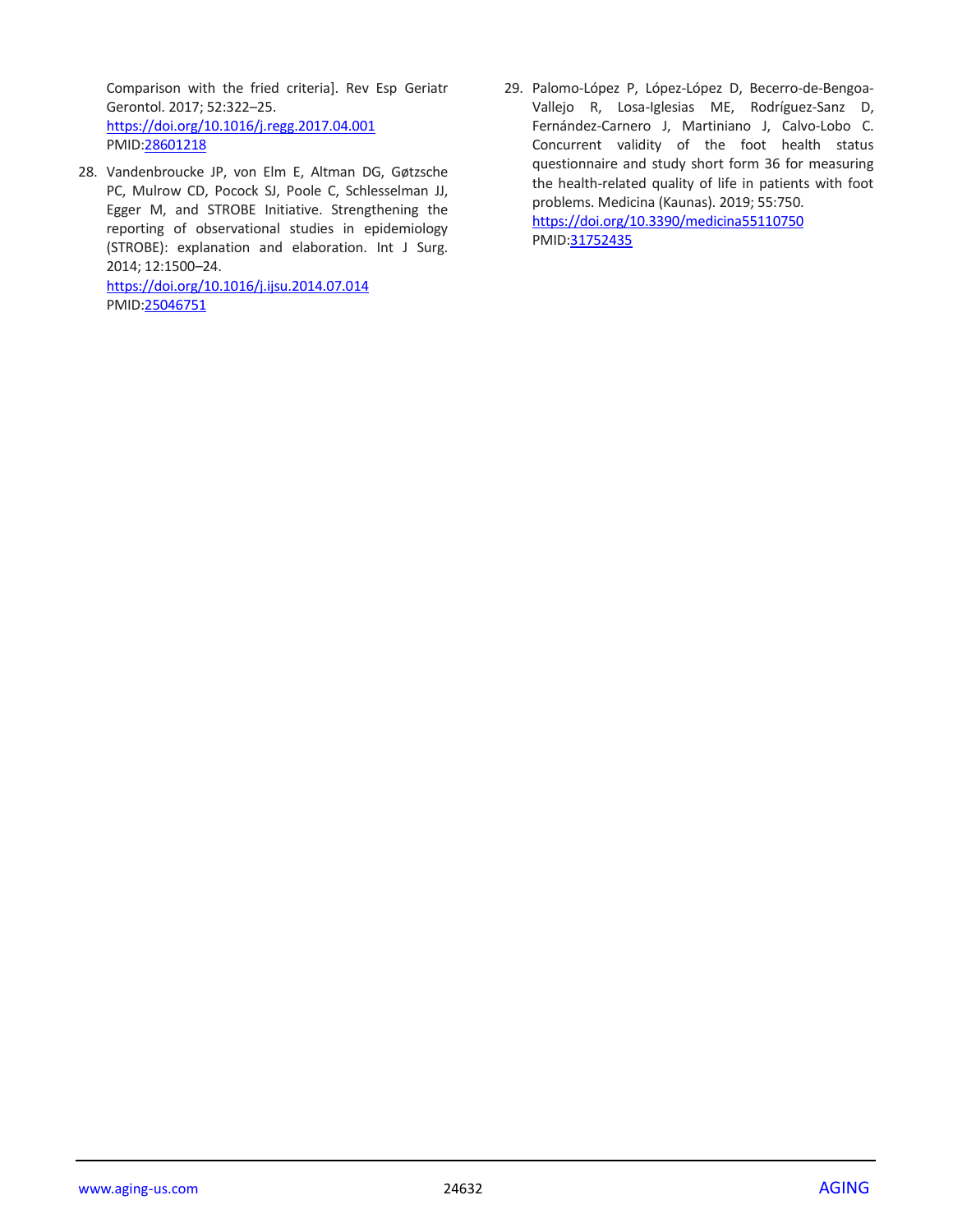Comparison with the fried criteria]. Rev Esp Geriatr Gerontol. 2017; 52:322–25.
https://doi.org/10.1016/j.regg.2017.04.001
PMID:28601218

28. Vandenbroucke JP, von Elm E, Altman DG, Gøtzsche PC, Mulrow CD, Pocock SJ, Poole C, Schlesselman JJ, Egger M, and STROBE Initiative. Strengthening the reporting of observational studies in epidemiology (STROBE): explanation and elaboration. Int J Surg. 2014; 12:1500–24.
https://doi.org/10.1016/j.ijsu.2014.07.014
PMID:25046751

29. Palomo-López P, López-López D, Becerro-de-Bengoa-Vallejo R, Losa-Iglesias ME, Rodríguez-Sanz D, Fernández-Carnero J, Martiniano J, Calvo-Lobo C. Concurrent validity of the foot health status questionnaire and study short form 36 for measuring the health-related quality of life in patients with foot problems. Medicina (Kaunas). 2019; 55:750.
https://doi.org/10.3390/medicina55110750
PMID:31752435